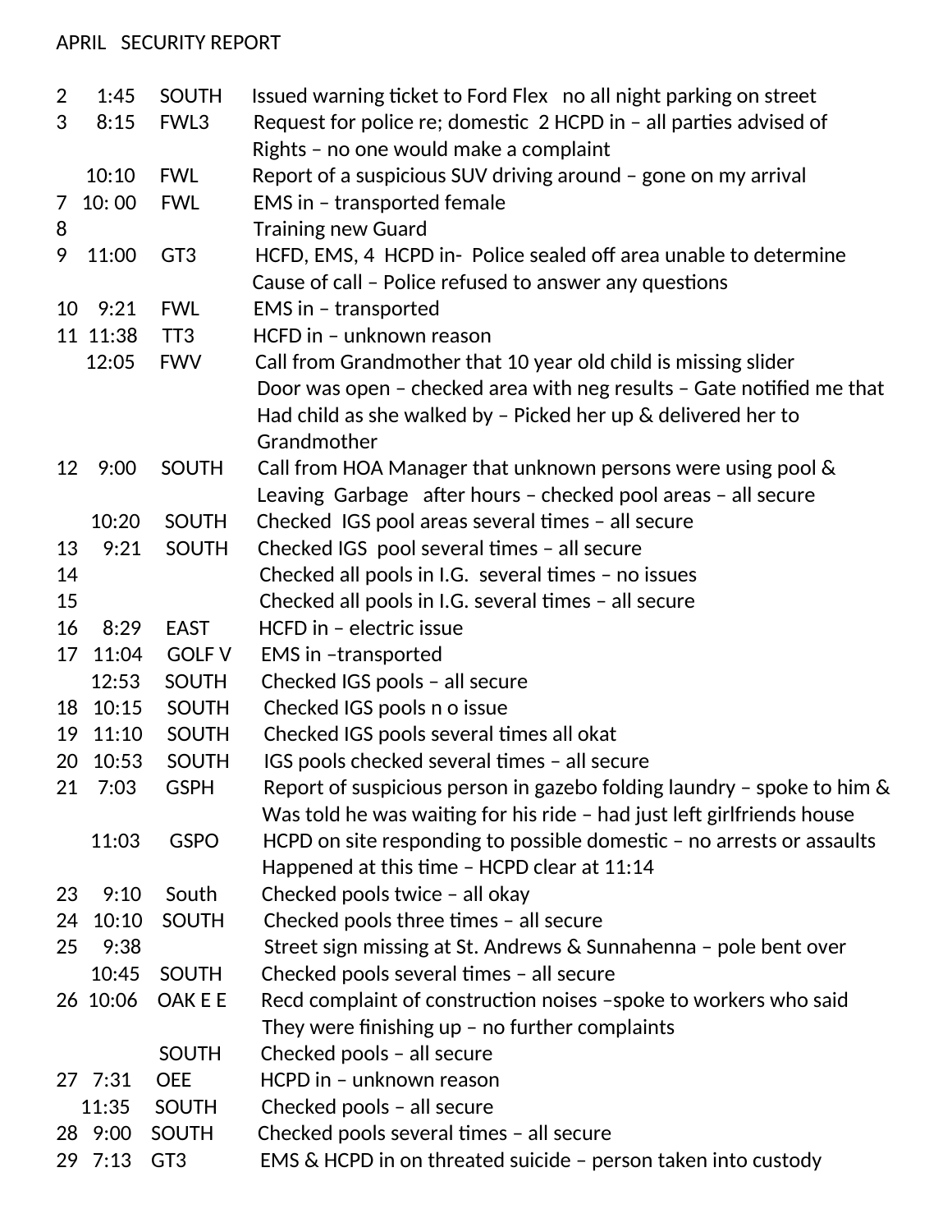APRIL SECURITY REPORT

| Day | Time | Location | Description |
|---|---|---|---|
| 2 | 1:45 | SOUTH | Issued warning ticket to Ford Flex no all night parking on street |
| 3 | 8:15 | FWL3 | Request for police re; domestic 2 HCPD in – all parties advised of Rights – no one would make a complaint |
| | 10:10 | FWL | Report of a suspicious SUV driving around – gone on my arrival |
| 7 | 10: 00 | FWL | EMS in – transported female |
| 8 | | | Training new Guard |
| 9 | 11:00 | GT3 | HCFD, EMS, 4 HCPD in- Police sealed off area unable to determine Cause of call – Police refused to answer any questions |
| 10 | 9:21 | FWL | EMS in – transported |
| 11 | 11:38 | TT3 | HCFD in – unknown reason |
| | 12:05 | FWV | Call from Grandmother that 10 year old child is missing slider Door was open – checked area with neg results – Gate notified me that Had child as she walked by – Picked her up & delivered her to Grandmother |
| 12 | 9:00 | SOUTH | Call from HOA Manager that unknown persons were using pool & Leaving Garbage after hours – checked pool areas – all secure |
| | 10:20 | SOUTH | Checked IGS pool areas several times – all secure |
| 13 | 9:21 | SOUTH | Checked IGS pool several times – all secure |
| 14 | | | Checked all pools in I.G. several times – no issues |
| 15 | | | Checked all pools in I.G. several times – all secure |
| 16 | 8:29 | EAST | HCFD in – electric issue |
| 17 | 11:04 | GOLF V | EMS in –transported |
| | 12:53 | SOUTH | Checked IGS pools – all secure |
| 18 | 10:15 | SOUTH | Checked IGS pools n o issue |
| 19 | 11:10 | SOUTH | Checked IGS pools several times all okat |
| 20 | 10:53 | SOUTH | IGS pools checked several times – all secure |
| 21 | 7:03 | GSPH | Report of suspicious person in gazebo folding laundry – spoke to him & Was told he was waiting for his ride – had just left girlfriends house |
| | 11:03 | GSPO | HCPD on site responding to possible domestic – no arrests or assaults Happened at this time – HCPD clear at 11:14 |
| 23 | 9:10 | South | Checked pools twice – all okay |
| 24 | 10:10 | SOUTH | Checked pools three times – all secure |
| 25 | 9:38 | | Street sign missing at St. Andrews & Sunnahenna – pole bent over |
| | 10:45 | SOUTH | Checked pools several times – all secure |
| 26 | 10:06 | OAK E E | Recd complaint of construction noises –spoke to workers who said They were finishing up – no further complaints |
| | | SOUTH | Checked pools – all secure |
| 27 | 7:31 | OEE | HCPD in – unknown reason |
| | 11:35 | SOUTH | Checked pools – all secure |
| 28 | 9:00 | SOUTH | Checked pools several times – all secure |
| 29 | 7:13 | GT3 | EMS & HCPD in on threated suicide – person taken into custody |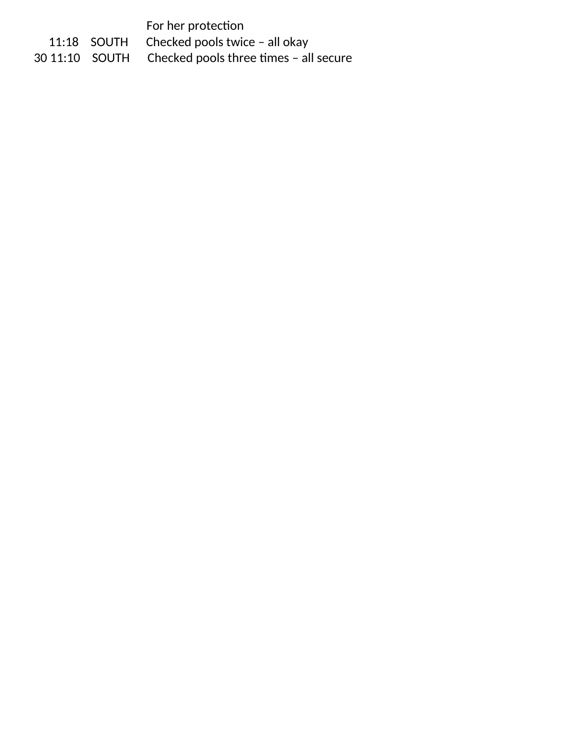| | | |
|---|---|---|
| | | For her protection |
| 11:18 | SOUTH | Checked pools twice – all okay |
| 30 11:10 | SOUTH | Checked pools three times – all secure |